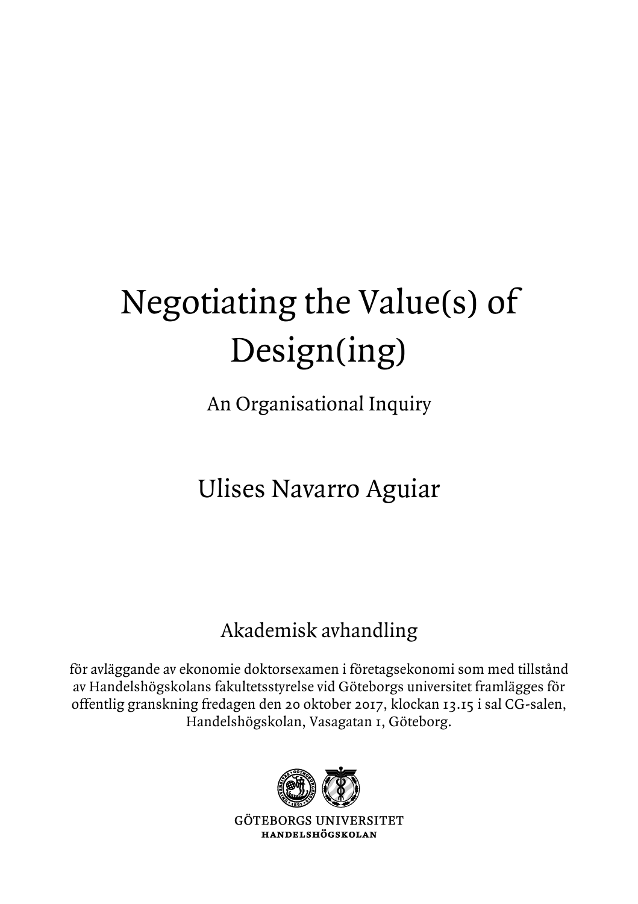# Negotiating the Value(s) of Design(ing)

## An Organisational Inquiry

## Ulises Navarro Aguiar

### Akademisk avhandling

för avläggande av ekonomie doktorsexamen i företagsekonomi som med tillstånd av Handelshögskolans fakultetsstyrelse vid Göteborgs universitet framlägges för offentlig granskning fredagen den 20 oktober 2017, klockan 13.15 i sal CG-salen, Handelshögskolan, Vasagatan 1, Göteborg.

GÖTEBORGS UNIVERSITET
HANDELSHÖGSKOLAN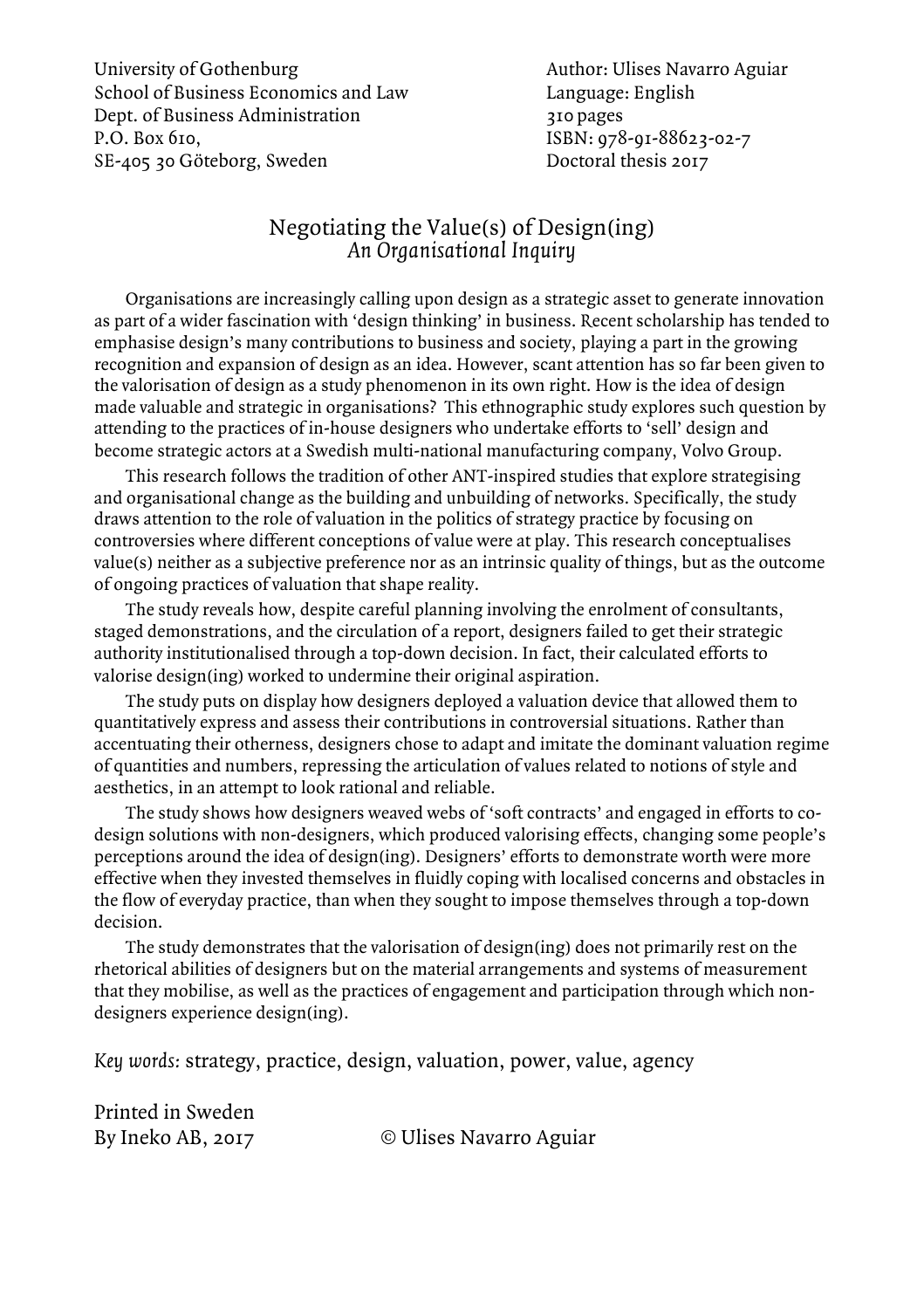University of Gothenburg
School of Business Economics and Law
Dept. of Business Administration
P.O. Box 610,
SE-405 30 Göteborg, Sweden

Author: Ulises Navarro Aguiar
Language: English
310 pages
ISBN: 978-91-88623-02-7
Doctoral thesis 2017

# Negotiating the Value(s) of Design(ing)
## *An Organisational Inquiry*

Organisations are increasingly calling upon design as a strategic asset to generate innovation as part of a wider fascination with 'design thinking' in business. Recent scholarship has tended to emphasise design's many contributions to business and society, playing a part in the growing recognition and expansion of design as an idea. However, scant attention has so far been given to the valorisation of design as a study phenomenon in its own right. How is the idea of design made valuable and strategic in organisations? This ethnographic study explores such question by attending to the practices of in-house designers who undertake efforts to 'sell' design and become strategic actors at a Swedish multi-national manufacturing company, Volvo Group.

This research follows the tradition of other ANT-inspired studies that explore strategising and organisational change as the building and unbuilding of networks. Specifically, the study draws attention to the role of valuation in the politics of strategy practice by focusing on controversies where different conceptions of value were at play. This research conceptualises value(s) neither as a subjective preference nor as an intrinsic quality of things, but as the outcome of ongoing practices of valuation that shape reality.

The study reveals how, despite careful planning involving the enrolment of consultants, staged demonstrations, and the circulation of a report, designers failed to get their strategic authority institutionalised through a top-down decision. In fact, their calculated efforts to valorise design(ing) worked to undermine their original aspiration.

The study puts on display how designers deployed a valuation device that allowed them to quantitatively express and assess their contributions in controversial situations. Rather than accentuating their otherness, designers chose to adapt and imitate the dominant valuation regime of quantities and numbers, repressing the articulation of values related to notions of style and aesthetics, in an attempt to look rational and reliable.

The study shows how designers weaved webs of 'soft contracts' and engaged in efforts to co-design solutions with non-designers, which produced valorising effects, changing some people's perceptions around the idea of design(ing). Designers' efforts to demonstrate worth were more effective when they invested themselves in fluidly coping with localised concerns and obstacles in the flow of everyday practice, than when they sought to impose themselves through a top-down decision.

The study demonstrates that the valorisation of design(ing) does not primarily rest on the rhetorical abilities of designers but on the material arrangements and systems of measurement that they mobilise, as well as the practices of engagement and participation through which non-designers experience design(ing).

*Key words:* strategy, practice, design, valuation, power, value, agency

Printed in Sweden
By Ineko AB, 2017

© Ulises Navarro Aguiar